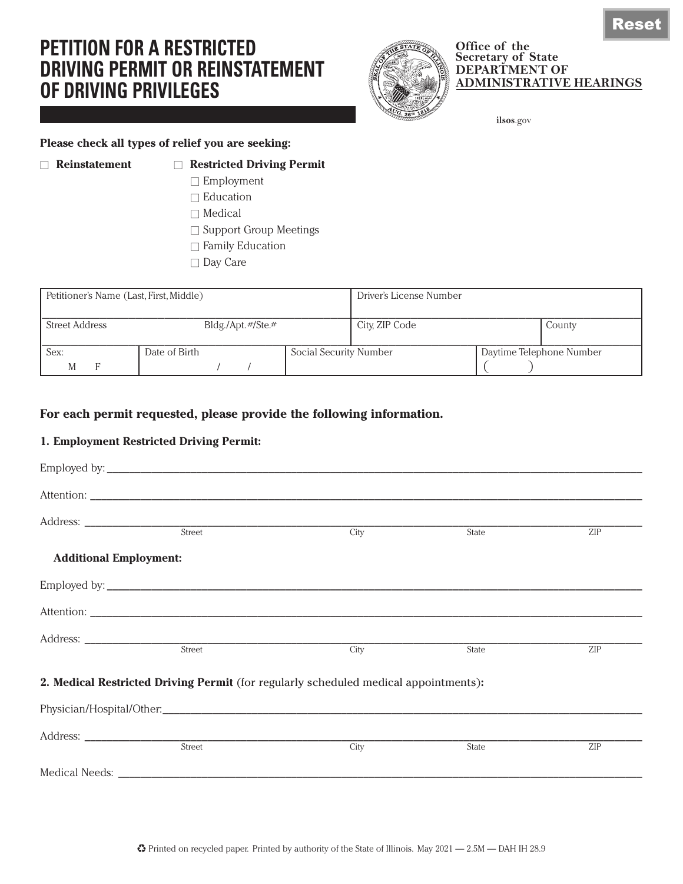Reset

# PETITION FOR A RESTRICTED DRIVING PERMIT OR REINSTATEMENT OF DRIVING PRIVILEGES

**Office of the Secretary of State**
**DEPARTMENT OF ADMINISTRATIVE HEARINGS**

ilsos.gov

**Please check all types of relief you are seeking:**

- ☐ **Reinstatement**
- ☐ **Restricted Driving Permit**
  - ☐ Employment
  - ☐ Education
  - ☐ Medical
  - ☐ Support Group Meetings
  - ☐ Family Education
  - ☐ Day Care

| Petitioner's Name (Last, First, Middle) | | | Driver's License Number | |
|---|---|---|---|---|
| Street Address Bldg./Apt.#/Ste.# | | | City, ZIP Code | County |
| Sex: M F | Date of Birth / / | Social Security Number | Daytime Telephone Number ( ) | |

**For each permit requested, please provide the following information.**

**1. Employment Restricted Driving Permit:**

Employed by: ______________________________________________

Attention: ______________________________________________

Address: ______________________________________________
Street City State ZIP

**Additional Employment:**

Employed by: ______________________________________________

Attention: ______________________________________________

Address: ______________________________________________
Street City State ZIP

**2. Medical Restricted Driving Permit** (for regularly scheduled medical appointments)**:**

Physician/Hospital/Other: ______________________________________________

Address: ______________________________________________
Street City State ZIP

Medical Needs: ______________________________________________

♻ Printed on recycled paper. Printed by authority of the State of Illinois. May 2021 — 2.5M — DAH IH 28.9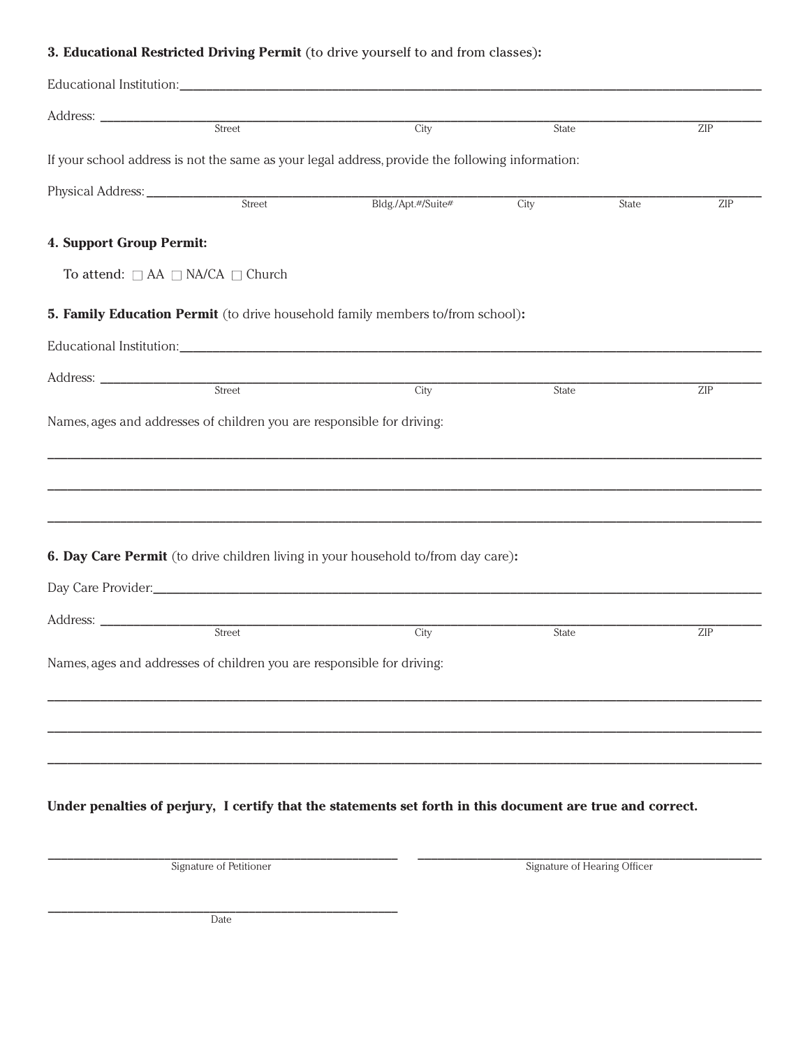**3. Educational Restricted Driving Permit** (to drive yourself to and from classes)**:**

Educational Institution:\_\_\_\_\_\_\_\_\_\_\_\_\_\_\_\_\_\_\_\_\_\_\_\_\_\_\_\_\_\_\_\_\_\_\_\_\_\_\_\_\_\_\_\_

Address: \_\_\_\_\_\_\_\_\_\_\_\_\_\_\_\_\_\_\_\_\_\_\_\_\_\_\_\_\_\_\_\_\_\_\_\_\_\_\_\_\_\_\_\_

Street City State ZIP

If your school address is not the same as your legal address, provide the following information:

Physical Address: \_\_\_\_\_\_\_\_\_\_\_\_\_\_\_\_\_\_\_\_\_\_\_\_\_\_\_\_\_\_\_\_\_\_\_\_\_\_\_\_\_\_\_\_

Street Bldg./Apt.#/Suite# City State ZIP

**4. Support Group Permit:**

To attend: ☐ AA ☐ NA/CA ☐ Church

**5. Family Education Permit** (to drive household family members to/from school)**:**

Educational Institution:\_\_\_\_\_\_\_\_\_\_\_\_\_\_\_\_\_\_\_\_\_\_\_\_\_\_\_\_\_\_\_\_\_\_\_\_\_\_\_\_\_\_\_\_

Address: \_\_\_\_\_\_\_\_\_\_\_\_\_\_\_\_\_\_\_\_\_\_\_\_\_\_\_\_\_\_\_\_\_\_\_\_\_\_\_\_\_\_\_\_

Street City State ZIP

Names, ages and addresses of children you are responsible for driving:

\_\_\_\_\_\_\_\_\_\_\_\_\_\_\_\_\_\_\_\_\_\_\_\_\_\_\_\_\_\_\_\_\_\_\_\_\_\_\_\_\_\_\_\_

\_\_\_\_\_\_\_\_\_\_\_\_\_\_\_\_\_\_\_\_\_\_\_\_\_\_\_\_\_\_\_\_\_\_\_\_\_\_\_\_\_\_\_\_

\_\_\_\_\_\_\_\_\_\_\_\_\_\_\_\_\_\_\_\_\_\_\_\_\_\_\_\_\_\_\_\_\_\_\_\_\_\_\_\_\_\_\_\_

**6. Day Care Permit** (to drive children living in your household to/from day care)**:**

Day Care Provider:\_\_\_\_\_\_\_\_\_\_\_\_\_\_\_\_\_\_\_\_\_\_\_\_\_\_\_\_\_\_\_\_\_\_\_\_\_\_\_\_\_\_\_\_

Address: \_\_\_\_\_\_\_\_\_\_\_\_\_\_\_\_\_\_\_\_\_\_\_\_\_\_\_\_\_\_\_\_\_\_\_\_\_\_\_\_\_\_\_\_

Street City State ZIP

Names, ages and addresses of children you are responsible for driving:

\_\_\_\_\_\_\_\_\_\_\_\_\_\_\_\_\_\_\_\_\_\_\_\_\_\_\_\_\_\_\_\_\_\_\_\_\_\_\_\_\_\_\_\_

\_\_\_\_\_\_\_\_\_\_\_\_\_\_\_\_\_\_\_\_\_\_\_\_\_\_\_\_\_\_\_\_\_\_\_\_\_\_\_\_\_\_\_\_

\_\_\_\_\_\_\_\_\_\_\_\_\_\_\_\_\_\_\_\_\_\_\_\_\_\_\_\_\_\_\_\_\_\_\_\_\_\_\_\_\_\_\_\_

**Under penalties of perjury, I certify that the statements set forth in this document are true and correct.**

\_\_\_\_\_\_\_\_\_\_\_\_\_\_\_\_\_\_\_\_\_\_\_\_\_\_\_\_ \_\_\_\_\_\_\_\_\_\_\_\_\_\_\_\_\_\_\_\_\_\_\_\_\_\_\_\_

Signature of Petitioner Signature of Hearing Officer

\_\_\_\_\_\_\_\_\_\_\_\_\_\_\_\_\_\_\_\_\_\_\_\_\_\_\_\_

Date